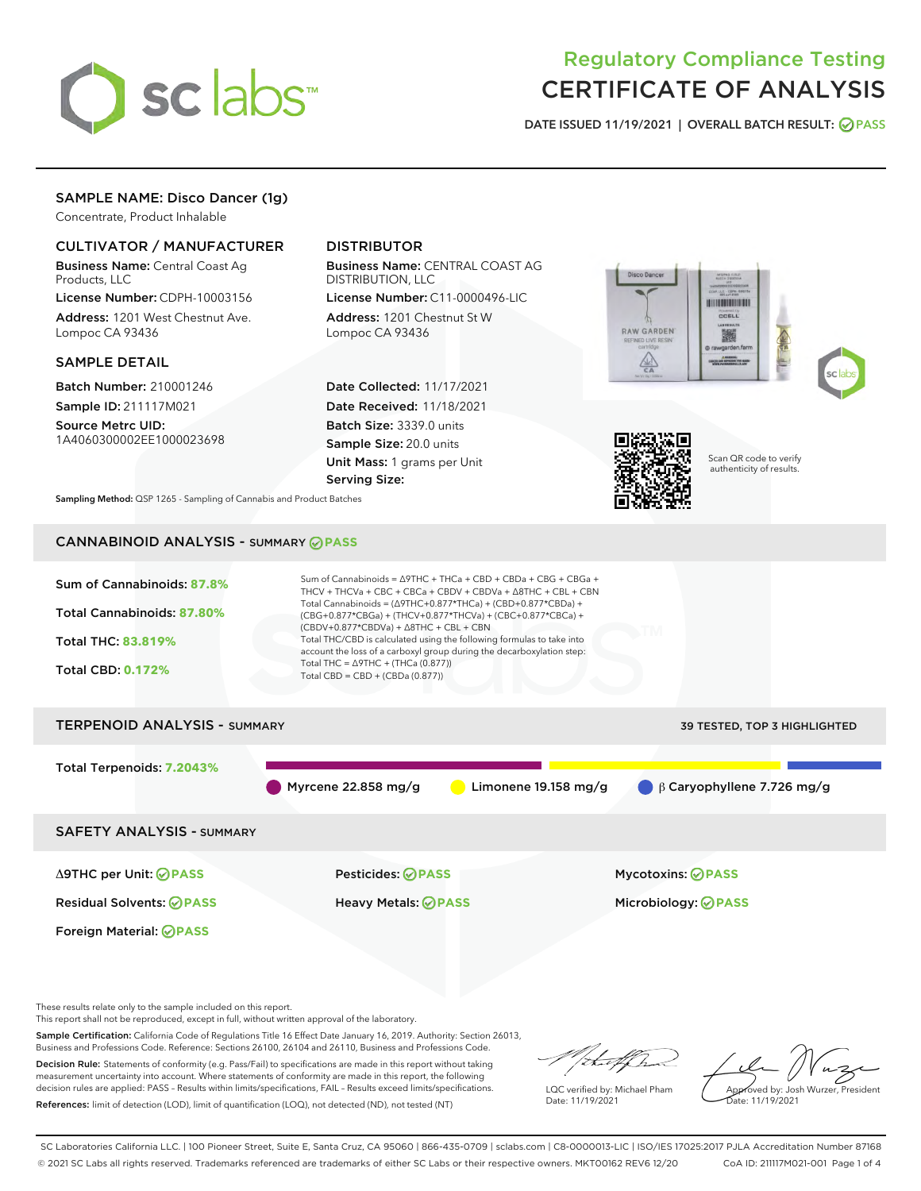# Regulatory Compliance Testing
# CERTIFICATE OF ANALYSIS

DATE ISSUED 11/19/2021 | OVERALL BATCH RESULT: PASS

## SAMPLE NAME: Disco Dancer (1g)

Concentrate, Product Inhalable

### CULTIVATOR / MANUFACTURER

**Business Name:** Central Coast Ag Products, LLC

**License Number:** CDPH-10003156

**Address:** 1201 West Chestnut Ave. Lompoc CA 93436

### DISTRIBUTOR

**Business Name:** CENTRAL COAST AG DISTRIBUTION, LLC

**License Number:** C11-0000496-LIC

**Address:** 1201 Chestnut St W Lompoc CA 93436

### SAMPLE DETAIL

**Batch Number:** 210001246

**Sample ID:** 211117M021

**Source Metrc UID:** 1A4060300002EE1000023698

**Date Collected:** 11/17/2021

**Date Received:** 11/18/2021

**Batch Size:** 3339.0 units

**Sample Size:** 20.0 units

**Unit Mass:** 1 grams per Unit

**Serving Size:**

**Sampling Method:** QSP 1265 - Sampling of Cannabis and Product Batches

Scan QR code to verify authenticity of results.

## CANNABINOID ANALYSIS - SUMMARY PASS

**Sum of Cannabinoids:** 87.8%

**Total Cannabinoids:** 87.80%

**Total THC:** 83.819%

**Total CBD:** 0.172%

Sum of Cannabinoids = Δ9THC + THCa + CBD + CBDa + CBG + CBGa + THCV + THCVa + CBC + CBCa + CBDV + CBDVa + Δ8THC + CBL + CBN

Total Cannabinoids = (Δ9THC+0.877*THCa) + (CBD+0.877*CBDa) + (CBG+0.877*CBGa) + (THCV+0.877*THCVa) + (CBC+0.877*CBCa) + (CBDV+0.877*CBDVa) + Δ8THC + CBL + CBN

Total THC/CBD is calculated using the following formulas to take into account the loss of a carboxyl group during the decarboxylation step:

Total THC = Δ9THC + (THCa (0.877))

Total CBD = CBD + (CBDa (0.877))

## TERPENOID ANALYSIS - SUMMARY

39 TESTED, TOP 3 HIGHLIGHTED

**Total Terpenoids:** 7.2043%

Myrcene 22.858 mg/g | Limonene 19.158 mg/g | β Caryophyllene 7.726 mg/g

## SAFETY ANALYSIS - SUMMARY

| | | |
|---|---|---|
| Δ9THC per Unit: PASS | Pesticides: PASS | Mycotoxins: PASS |
| Residual Solvents: PASS | Heavy Metals: PASS | Microbiology: PASS |
| Foreign Material: PASS | | |

These results relate only to the sample included on this report.
This report shall not be reproduced, except in full, without written approval of the laboratory.

**Sample Certification:** California Code of Regulations Title 16 Effect Date January 16, 2019. Authority: Section 26013, Business and Professions Code. Reference: Sections 26100, 26104 and 26110, Business and Professions Code.

**Decision Rule:** Statements of conformity (e.g. Pass/Fail) to specifications are made in this report without taking measurement uncertainty into account. Where statements of conformity are made in this report, the following decision rules are applied: PASS – Results within limits/specifications, FAIL – Results exceed limits/specifications.

**References:** limit of detection (LOD), limit of quantification (LOQ), not detected (ND), not tested (NT)

LQC verified by: Michael Pham
Date: 11/19/2021

Approved by: Josh Wurzer, President
Date: 11/19/2021

SC Laboratories California LLC. | 100 Pioneer Street, Suite E, Santa Cruz, CA 95060 | 866-435-0709 | sclabs.com | C8-0000013-LIC | ISO/IES 17025:2017 PJLA Accreditation Number 87168
© 2021 SC Labs all rights reserved. Trademarks referenced are trademarks of either SC Labs or their respective owners. MKT00162 REV6 12/20 CoA ID: 211117M021-001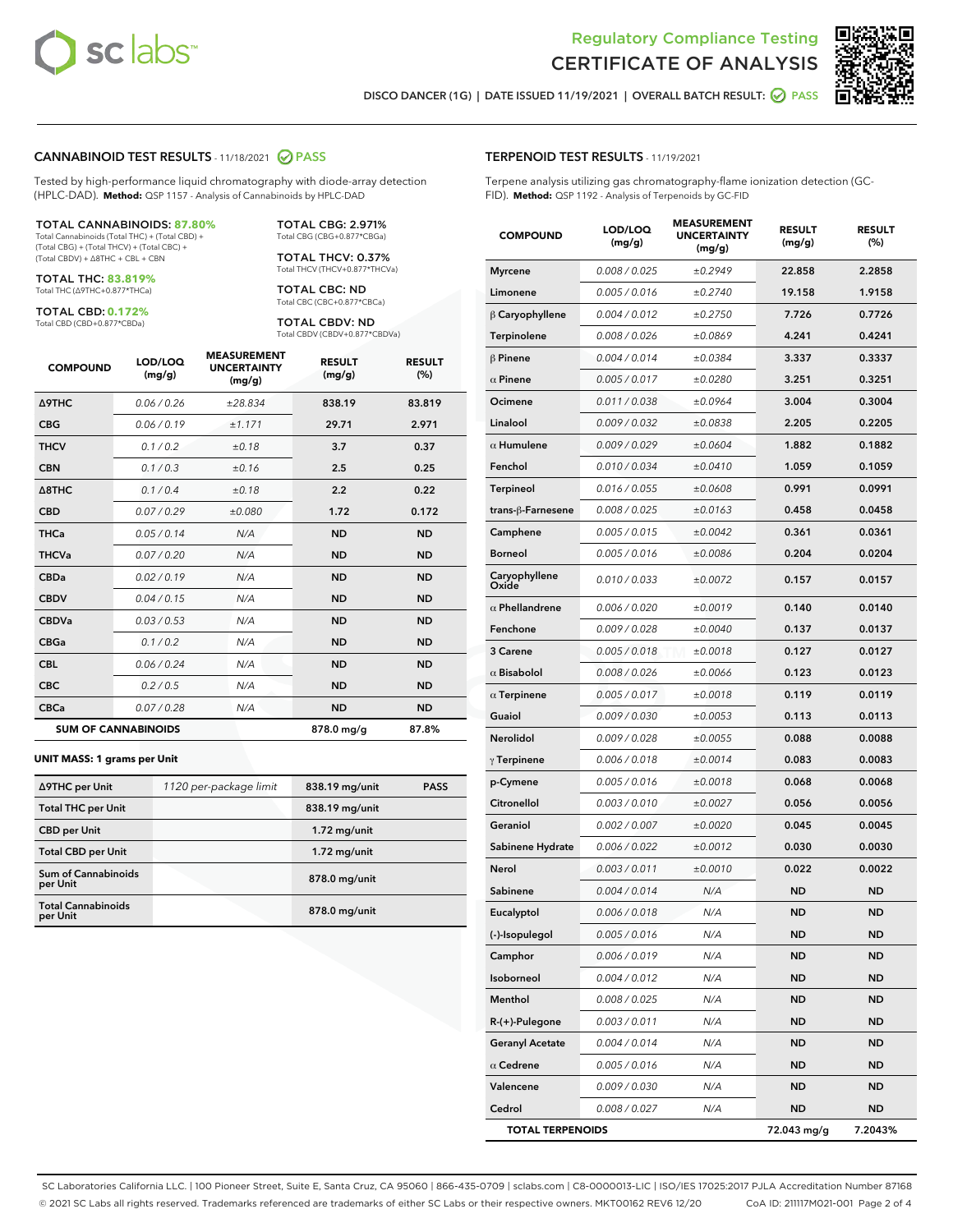Regulatory Compliance Testing
# CERTIFICATE OF ANALYSIS

DISCO DANCER (1G) | DATE ISSUED 11/19/2021 | OVERALL BATCH RESULT: PASS

## CANNABINOID TEST RESULTS - 11/18/2021 PASS

Tested by high-performance liquid chromatography with diode-array detection (HPLC-DAD). **Method:** QSP 1157 - Analysis of Cannabinoids by HPLC-DAD

**TOTAL CANNABINOIDS: 87.80%**
Total Cannabinoids (Total THC) + (Total CBD) + (Total CBG) + (Total THCV) + (Total CBC) + (Total CBDV) + Δ8THC + CBL + CBN

**TOTAL THC: 83.819%**
Total THC (Δ9THC+0.877*THCa)

**TOTAL CBD: 0.172%**
Total CBD (CBD+0.877*CBDa)

**TOTAL CBG: 2.971%**
Total CBG (CBG+0.877*CBGa)

**TOTAL THCV: 0.37%**
Total THCV (THCV+0.877*THCVa)

**TOTAL CBC: ND**
Total CBC (CBC+0.877*CBCa)

**TOTAL CBDV: ND**
Total CBDV (CBDV+0.877*CBDVa)

| COMPOUND | LOD/LOQ (mg/g) | MEASUREMENT UNCERTAINTY (mg/g) | RESULT (mg/g) | RESULT (%) |
|---|---|---|---|---|
| Δ9THC | 0.06 / 0.26 | ±28.834 | 838.19 | 83.819 |
| CBG | 0.06 / 0.19 | ±1.171 | 29.71 | 2.971 |
| THCV | 0.1 / 0.2 | ±0.18 | 3.7 | 0.37 |
| CBN | 0.1 / 0.3 | ±0.16 | 2.5 | 0.25 |
| Δ8THC | 0.1 / 0.4 | ±0.18 | 2.2 | 0.22 |
| CBD | 0.07 / 0.29 | ±0.080 | 1.72 | 0.172 |
| THCa | 0.05 / 0.14 | N/A | ND | ND |
| THCVa | 0.07 / 0.20 | N/A | ND | ND |
| CBDa | 0.02 / 0.19 | N/A | ND | ND |
| CBDV | 0.04 / 0.15 | N/A | ND | ND |
| CBDVa | 0.03 / 0.53 | N/A | ND | ND |
| CBGa | 0.1 / 0.2 | N/A | ND | ND |
| CBL | 0.06 / 0.24 | N/A | ND | ND |
| CBC | 0.2 / 0.5 | N/A | ND | ND |
| CBCa | 0.07 / 0.28 | N/A | ND | ND |
| **SUM OF CANNABINOIDS** | | | 878.0 mg/g | 87.8% |

**UNIT MASS: 1 grams per Unit**

| | | | |
|---|---|---|---|
| Δ9THC per Unit | 1120 per-package limit | 838.19 mg/unit | PASS |
| Total THC per Unit | | 838.19 mg/unit | |
| CBD per Unit | | 1.72 mg/unit | |
| Total CBD per Unit | | 1.72 mg/unit | |
| Sum of Cannabinoids per Unit | | 878.0 mg/unit | |
| Total Cannabinoids per Unit | | 878.0 mg/unit | |

## TERPENOID TEST RESULTS - 11/19/2021

Terpene analysis utilizing gas chromatography-flame ionization detection (GC-FID). **Method:** QSP 1192 - Analysis of Terpenoids by GC-FID

| COMPOUND | LOD/LOQ (mg/g) | MEASUREMENT UNCERTAINTY (mg/g) | RESULT (mg/g) | RESULT (%) |
|---|---|---|---|---|
| Myrcene | 0.008 / 0.025 | ±0.2949 | 22.858 | 2.2858 |
| Limonene | 0.005 / 0.016 | ±0.2740 | 19.158 | 1.9158 |
| β Caryophyllene | 0.004 / 0.012 | ±0.2750 | 7.726 | 0.7726 |
| Terpinolene | 0.008 / 0.026 | ±0.0869 | 4.241 | 0.4241 |
| β Pinene | 0.004 / 0.014 | ±0.0384 | 3.337 | 0.3337 |
| α Pinene | 0.005 / 0.017 | ±0.0280 | 3.251 | 0.3251 |
| Ocimene | 0.011 / 0.038 | ±0.0964 | 3.004 | 0.3004 |
| Linalool | 0.009 / 0.032 | ±0.0838 | 2.205 | 0.2205 |
| α Humulene | 0.009 / 0.029 | ±0.0604 | 1.882 | 0.1882 |
| Fenchol | 0.010 / 0.034 | ±0.0410 | 1.059 | 0.1059 |
| Terpineol | 0.016 / 0.055 | ±0.0608 | 0.991 | 0.0991 |
| trans-β-Farnesene | 0.008 / 0.025 | ±0.0163 | 0.458 | 0.0458 |
| Camphene | 0.005 / 0.015 | ±0.0042 | 0.361 | 0.0361 |
| Borneol | 0.005 / 0.016 | ±0.0086 | 0.204 | 0.0204 |
| Caryophyllene Oxide | 0.010 / 0.033 | ±0.0072 | 0.157 | 0.0157 |
| α Phellandrene | 0.006 / 0.020 | ±0.0019 | 0.140 | 0.0140 |
| Fenchone | 0.009 / 0.028 | ±0.0040 | 0.137 | 0.0137 |
| 3 Carene | 0.005 / 0.018 | ±0.0018 | 0.127 | 0.0127 |
| α Bisabolol | 0.008 / 0.026 | ±0.0066 | 0.123 | 0.0123 |
| α Terpinene | 0.005 / 0.017 | ±0.0018 | 0.119 | 0.0119 |
| Guaiol | 0.009 / 0.030 | ±0.0053 | 0.113 | 0.0113 |
| Nerolidol | 0.009 / 0.028 | ±0.0055 | 0.088 | 0.0088 |
| γ Terpinene | 0.006 / 0.018 | ±0.0014 | 0.083 | 0.0083 |
| p-Cymene | 0.005 / 0.016 | ±0.0018 | 0.068 | 0.0068 |
| Citronellol | 0.003 / 0.010 | ±0.0027 | 0.056 | 0.0056 |
| Geraniol | 0.002 / 0.007 | ±0.0020 | 0.045 | 0.0045 |
| Sabinene Hydrate | 0.006 / 0.022 | ±0.0012 | 0.030 | 0.0030 |
| Nerol | 0.003 / 0.011 | ±0.0010 | 0.022 | 0.0022 |
| Sabinene | 0.004 / 0.014 | N/A | ND | ND |
| Eucalyptol | 0.006 / 0.018 | N/A | ND | ND |
| (-)-Isopulegol | 0.005 / 0.016 | N/A | ND | ND |
| Camphor | 0.006 / 0.019 | N/A | ND | ND |
| Isoborneol | 0.004 / 0.012 | N/A | ND | ND |
| Menthol | 0.008 / 0.025 | N/A | ND | ND |
| R-(+)-Pulegone | 0.003 / 0.011 | N/A | ND | ND |
| Geranyl Acetate | 0.004 / 0.014 | N/A | ND | ND |
| α Cedrene | 0.005 / 0.016 | N/A | ND | ND |
| Valencene | 0.009 / 0.030 | N/A | ND | ND |
| Cedrol | 0.008 / 0.027 | N/A | ND | ND |
| **TOTAL TERPENOIDS** | | | 72.043 mg/g | 7.2043% |

SC Laboratories California LLC. | 100 Pioneer Street, Suite E, Santa Cruz, CA 95060 | 866-435-0709 | sclabs.com | C8-0000013-LIC | ISO/IES 17025:2017 PJLA Accreditation Number 87168
© 2021 SC Labs all rights reserved. Trademarks referenced are trademarks of either SC Labs or their respective owners. MKT00162 REV6 12/20 CoA ID: 211117M021-001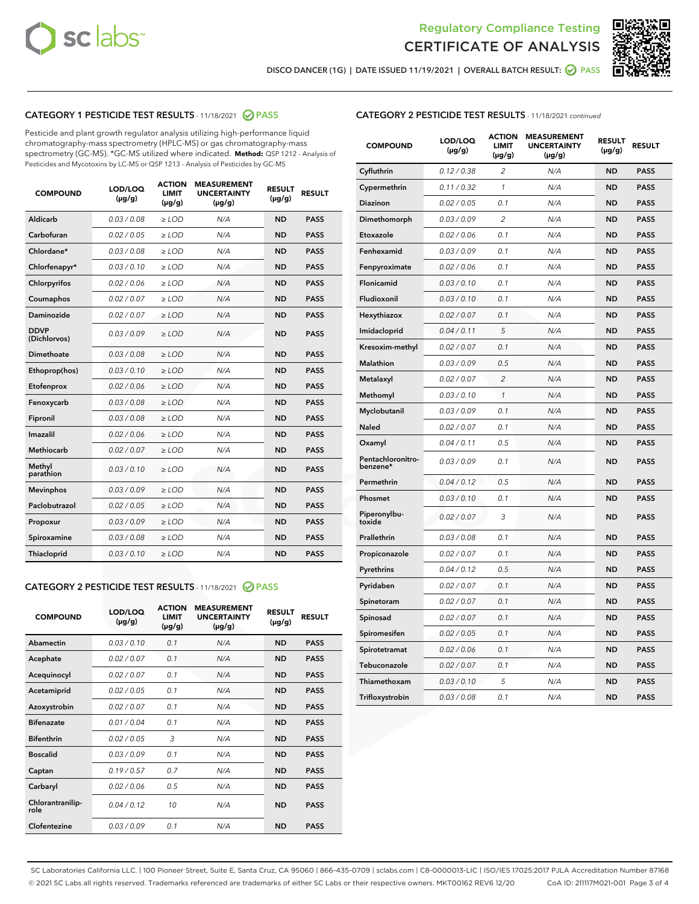Regulatory Compliance Testing

# CERTIFICATE OF ANALYSIS

DISCO DANCER (1G) | DATE ISSUED 11/19/2021 | OVERALL BATCH RESULT: PASS

## CATEGORY 1 PESTICIDE TEST RESULTS - 11/18/2021 PASS

Pesticide and plant growth regulator analysis utilizing high-performance liquid chromatography-mass spectrometry (HPLC-MS) or gas chromatography-mass spectrometry (GC-MS). *GC-MS utilized where indicated. **Method:** QSP 1212 - Analysis of Pesticides and Mycotoxins by LC-MS or QSP 1213 - Analysis of Pesticides by GC-MS

| COMPOUND | LOD/LOQ (µg/g) | ACTION LIMIT (µg/g) | MEASUREMENT UNCERTAINTY (µg/g) | RESULT (µg/g) | RESULT |
|---|---|---|---|---|---|
| Aldicarb | 0.03 / 0.08 | ≥ LOD | N/A | ND | PASS |
| Carbofuran | 0.02 / 0.05 | ≥ LOD | N/A | ND | PASS |
| Chlordane* | 0.03 / 0.08 | ≥ LOD | N/A | ND | PASS |
| Chlorfenapyr* | 0.03 / 0.10 | ≥ LOD | N/A | ND | PASS |
| Chlorpyrifos | 0.02 / 0.06 | ≥ LOD | N/A | ND | PASS |
| Coumaphos | 0.02 / 0.07 | ≥ LOD | N/A | ND | PASS |
| Daminozide | 0.02 / 0.07 | ≥ LOD | N/A | ND | PASS |
| DDVP (Dichlorvos) | 0.03 / 0.09 | ≥ LOD | N/A | ND | PASS |
| Dimethoate | 0.03 / 0.08 | ≥ LOD | N/A | ND | PASS |
| Ethoprop(hos) | 0.03 / 0.10 | ≥ LOD | N/A | ND | PASS |
| Etofenprox | 0.02 / 0.06 | ≥ LOD | N/A | ND | PASS |
| Fenoxycarb | 0.03 / 0.08 | ≥ LOD | N/A | ND | PASS |
| Fipronil | 0.03 / 0.08 | ≥ LOD | N/A | ND | PASS |
| Imazalil | 0.02 / 0.06 | ≥ LOD | N/A | ND | PASS |
| Methiocarb | 0.02 / 0.07 | ≥ LOD | N/A | ND | PASS |
| Methyl parathion | 0.03 / 0.10 | ≥ LOD | N/A | ND | PASS |
| Mevinphos | 0.03 / 0.09 | ≥ LOD | N/A | ND | PASS |
| Paclobutrazol | 0.02 / 0.05 | ≥ LOD | N/A | ND | PASS |
| Propoxur | 0.03 / 0.09 | ≥ LOD | N/A | ND | PASS |
| Spiroxamine | 0.03 / 0.08 | ≥ LOD | N/A | ND | PASS |
| Thiacloprid | 0.03 / 0.10 | ≥ LOD | N/A | ND | PASS |

## CATEGORY 2 PESTICIDE TEST RESULTS - 11/18/2021 PASS

| COMPOUND | LOD/LOQ (µg/g) | ACTION LIMIT (µg/g) | MEASUREMENT UNCERTAINTY (µg/g) | RESULT (µg/g) | RESULT |
|---|---|---|---|---|---|
| Abamectin | 0.03 / 0.10 | 0.1 | N/A | ND | PASS |
| Acephate | 0.02 / 0.07 | 0.1 | N/A | ND | PASS |
| Acequinocyl | 0.02 / 0.07 | 0.1 | N/A | ND | PASS |
| Acetamiprid | 0.02 / 0.05 | 0.1 | N/A | ND | PASS |
| Azoxystrobin | 0.02 / 0.07 | 0.1 | N/A | ND | PASS |
| Bifenazate | 0.01 / 0.04 | 0.1 | N/A | ND | PASS |
| Bifenthrin | 0.02 / 0.05 | 3 | N/A | ND | PASS |
| Boscalid | 0.03 / 0.09 | 0.1 | N/A | ND | PASS |
| Captan | 0.19 / 0.57 | 0.7 | N/A | ND | PASS |
| Carbaryl | 0.02 / 0.06 | 0.5 | N/A | ND | PASS |
| Chlorantraniliprole | 0.04 / 0.12 | 10 | N/A | ND | PASS |
| Clofentezine | 0.03 / 0.09 | 0.1 | N/A | ND | PASS |
| Cyfluthrin | 0.12 / 0.38 | 2 | N/A | ND | PASS |
| Cypermethrin | 0.11 / 0.32 | 1 | N/A | ND | PASS |
| Diazinon | 0.02 / 0.05 | 0.1 | N/A | ND | PASS |
| Dimethomorph | 0.03 / 0.09 | 2 | N/A | ND | PASS |
| Etoxazole | 0.02 / 0.06 | 0.1 | N/A | ND | PASS |
| Fenhexamid | 0.03 / 0.09 | 0.1 | N/A | ND | PASS |
| Fenpyroximate | 0.02 / 0.06 | 0.1 | N/A | ND | PASS |
| Flonicamid | 0.03 / 0.10 | 0.1 | N/A | ND | PASS |
| Fludioxonil | 0.03 / 0.10 | 0.1 | N/A | ND | PASS |
| Hexythiazox | 0.02 / 0.07 | 0.1 | N/A | ND | PASS |
| Imidacloprid | 0.04 / 0.11 | 5 | N/A | ND | PASS |
| Kresoxim-methyl | 0.02 / 0.07 | 0.1 | N/A | ND | PASS |
| Malathion | 0.03 / 0.09 | 0.5 | N/A | ND | PASS |
| Metalaxyl | 0.02 / 0.07 | 2 | N/A | ND | PASS |
| Methomyl | 0.03 / 0.10 | 1 | N/A | ND | PASS |
| Myclobutanil | 0.03 / 0.09 | 0.1 | N/A | ND | PASS |
| Naled | 0.02 / 0.07 | 0.1 | N/A | ND | PASS |
| Oxamyl | 0.04 / 0.11 | 0.5 | N/A | ND | PASS |
| Pentachloronitrobenzene* | 0.03 / 0.09 | 0.1 | N/A | ND | PASS |
| Permethrin | 0.04 / 0.12 | 0.5 | N/A | ND | PASS |
| Phosmet | 0.03 / 0.10 | 0.1 | N/A | ND | PASS |
| Piperonylbutoxide | 0.02 / 0.07 | 3 | N/A | ND | PASS |
| Prallethrin | 0.03 / 0.08 | 0.1 | N/A | ND | PASS |
| Propiconazole | 0.02 / 0.07 | 0.1 | N/A | ND | PASS |
| Pyrethrins | 0.04 / 0.12 | 0.5 | N/A | ND | PASS |
| Pyridaben | 0.02 / 0.07 | 0.1 | N/A | ND | PASS |
| Spinetoram | 0.02 / 0.07 | 0.1 | N/A | ND | PASS |
| Spinosad | 0.02 / 0.07 | 0.1 | N/A | ND | PASS |
| Spiromesifen | 0.02 / 0.05 | 0.1 | N/A | ND | PASS |
| Spirotetramat | 0.02 / 0.06 | 0.1 | N/A | ND | PASS |
| Tebuconazole | 0.02 / 0.07 | 0.1 | N/A | ND | PASS |
| Thiamethoxam | 0.03 / 0.10 | 5 | N/A | ND | PASS |
| Trifloxystrobin | 0.03 / 0.08 | 0.1 | N/A | ND | PASS |

SC Laboratories California LLC. | 100 Pioneer Street, Suite E, Santa Cruz, CA 95060 | 866-435-0709 | sclabs.com | C8-0000013-LIC | ISO/IES 17025:2017 PJLA Accreditation Number 87168
© 2021 SC Labs all rights reserved. Trademarks referenced are trademarks of either SC Labs or their respective owners. MKT00162 REV6 12/20 CoA ID: 211117M021-001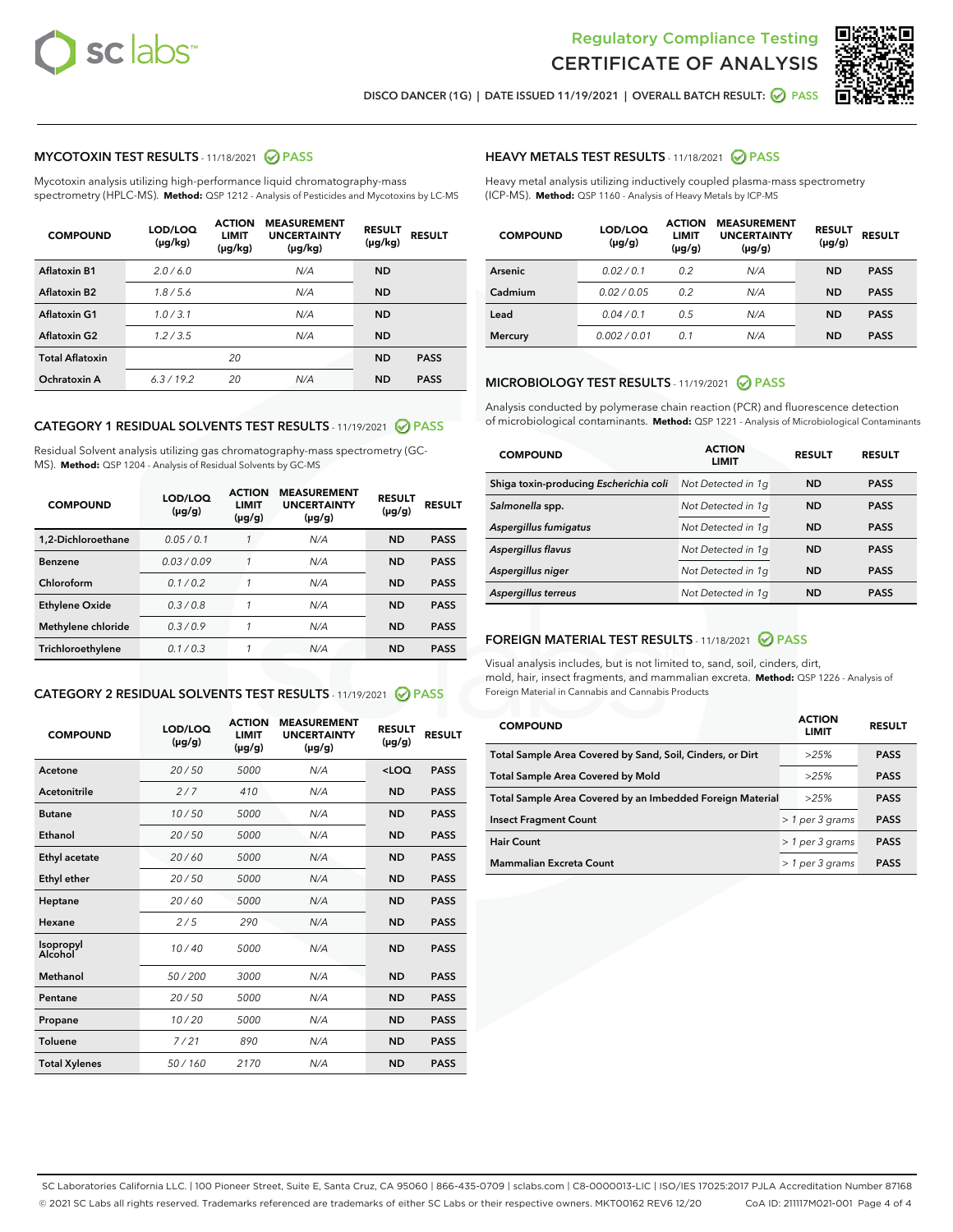# Regulatory Compliance Testing
# CERTIFICATE OF ANALYSIS

DISCO DANCER (1G) | DATE ISSUED 11/19/2021 | OVERALL BATCH RESULT: PASS

## MYCOTOXIN TEST RESULTS - 11/18/2021 PASS

Mycotoxin analysis utilizing high-performance liquid chromatography-mass spectrometry (HPLC-MS). **Method:** QSP 1212 - Analysis of Pesticides and Mycotoxins by LC-MS

| COMPOUND | LOD/LOQ (µg/kg) | ACTION LIMIT (µg/kg) | MEASUREMENT UNCERTAINTY (µg/kg) | RESULT (µg/kg) | RESULT |
|---|---|---|---|---|---|
| Aflatoxin B1 | 2.0 / 6.0 | | N/A | ND | |
| Aflatoxin B2 | 1.8 / 5.6 | | N/A | ND | |
| Aflatoxin G1 | 1.0 / 3.1 | | N/A | ND | |
| Aflatoxin G2 | 1.2 / 3.5 | | N/A | ND | |
| Total Aflatoxin | | 20 | | ND | PASS |
| Ochratoxin A | 6.3 / 19.2 | 20 | N/A | ND | PASS |

## CATEGORY 1 RESIDUAL SOLVENTS TEST RESULTS - 11/19/2021 PASS

Residual Solvent analysis utilizing gas chromatography-mass spectrometry (GC-MS). **Method:** QSP 1204 - Analysis of Residual Solvents by GC-MS

| COMPOUND | LOD/LOQ (µg/g) | ACTION LIMIT (µg/g) | MEASUREMENT UNCERTAINTY (µg/g) | RESULT (µg/g) | RESULT |
|---|---|---|---|---|---|
| 1,2-Dichloroethane | 0.05 / 0.1 | 1 | N/A | ND | PASS |
| Benzene | 0.03 / 0.09 | 1 | N/A | ND | PASS |
| Chloroform | 0.1 / 0.2 | 1 | N/A | ND | PASS |
| Ethylene Oxide | 0.3 / 0.8 | 1 | N/A | ND | PASS |
| Methylene chloride | 0.3 / 0.9 | 1 | N/A | ND | PASS |
| Trichloroethylene | 0.1 / 0.3 | 1 | N/A | ND | PASS |

## CATEGORY 2 RESIDUAL SOLVENTS TEST RESULTS - 11/19/2021 PASS

| COMPOUND | LOD/LOQ (µg/g) | ACTION LIMIT (µg/g) | MEASUREMENT UNCERTAINTY (µg/g) | RESULT (µg/g) | RESULT |
|---|---|---|---|---|---|
| Acetone | 20 / 50 | 5000 | N/A | <LOQ | PASS |
| Acetonitrile | 2 / 7 | 410 | N/A | ND | PASS |
| Butane | 10 / 50 | 5000 | N/A | ND | PASS |
| Ethanol | 20 / 50 | 5000 | N/A | ND | PASS |
| Ethyl acetate | 20 / 60 | 5000 | N/A | ND | PASS |
| Ethyl ether | 20 / 50 | 5000 | N/A | ND | PASS |
| Heptane | 20 / 60 | 5000 | N/A | ND | PASS |
| Hexane | 2 / 5 | 290 | N/A | ND | PASS |
| Isopropyl Alcohol | 10 / 40 | 5000 | N/A | ND | PASS |
| Methanol | 50 / 200 | 3000 | N/A | ND | PASS |
| Pentane | 20 / 50 | 5000 | N/A | ND | PASS |
| Propane | 10 / 20 | 5000 | N/A | ND | PASS |
| Toluene | 7 / 21 | 890 | N/A | ND | PASS |
| Total Xylenes | 50 / 160 | 2170 | N/A | ND | PASS |

## HEAVY METALS TEST RESULTS - 11/18/2021 PASS

Heavy metal analysis utilizing inductively coupled plasma-mass spectrometry (ICP-MS). **Method:** QSP 1160 - Analysis of Heavy Metals by ICP-MS

| COMPOUND | LOD/LOQ (µg/g) | ACTION LIMIT (µg/g) | MEASUREMENT UNCERTAINTY (µg/g) | RESULT (µg/g) | RESULT |
|---|---|---|---|---|---|
| Arsenic | 0.02 / 0.1 | 0.2 | N/A | ND | PASS |
| Cadmium | 0.02 / 0.05 | 0.2 | N/A | ND | PASS |
| Lead | 0.04 / 0.1 | 0.5 | N/A | ND | PASS |
| Mercury | 0.002 / 0.01 | 0.1 | N/A | ND | PASS |

## MICROBIOLOGY TEST RESULTS - 11/19/2021 PASS

Analysis conducted by polymerase chain reaction (PCR) and fluorescence detection of microbiological contaminants. **Method:** QSP 1221 - Analysis of Microbiological Contaminants

| COMPOUND | ACTION LIMIT | RESULT | RESULT |
|---|---|---|---|
| Shiga toxin-producing *Escherichia coli* | Not Detected in 1g | ND | PASS |
| *Salmonella* spp. | Not Detected in 1g | ND | PASS |
| *Aspergillus fumigatus* | Not Detected in 1g | ND | PASS |
| *Aspergillus flavus* | Not Detected in 1g | ND | PASS |
| *Aspergillus niger* | Not Detected in 1g | ND | PASS |
| *Aspergillus terreus* | Not Detected in 1g | ND | PASS |

## FOREIGN MATERIAL TEST RESULTS - 11/18/2021 PASS

Visual analysis includes, but is not limited to, sand, soil, cinders, dirt, mold, hair, insect fragments, and mammalian excreta. **Method:** QSP 1226 - Analysis of Foreign Material in Cannabis and Cannabis Products

| COMPOUND | ACTION LIMIT | RESULT |
|---|---|---|
| Total Sample Area Covered by Sand, Soil, Cinders, or Dirt | >25% | PASS |
| Total Sample Area Covered by Mold | >25% | PASS |
| Total Sample Area Covered by an Imbedded Foreign Material | >25% | PASS |
| Insect Fragment Count | > 1 per 3 grams | PASS |
| Hair Count | > 1 per 3 grams | PASS |
| Mammalian Excreta Count | > 1 per 3 grams | PASS |

SC Laboratories California LLC. | 100 Pioneer Street, Suite E, Santa Cruz, CA 95060 | 866-435-0709 | sclabs.com | C8-0000013-LIC | ISO/IES 17025:2017 PJLA Accreditation Number 87168
© 2021 SC Labs all rights reserved. Trademarks referenced are trademarks of either SC Labs or their respective owners. MKT00162 REV6 12/20 CoA ID: 211117M021-001